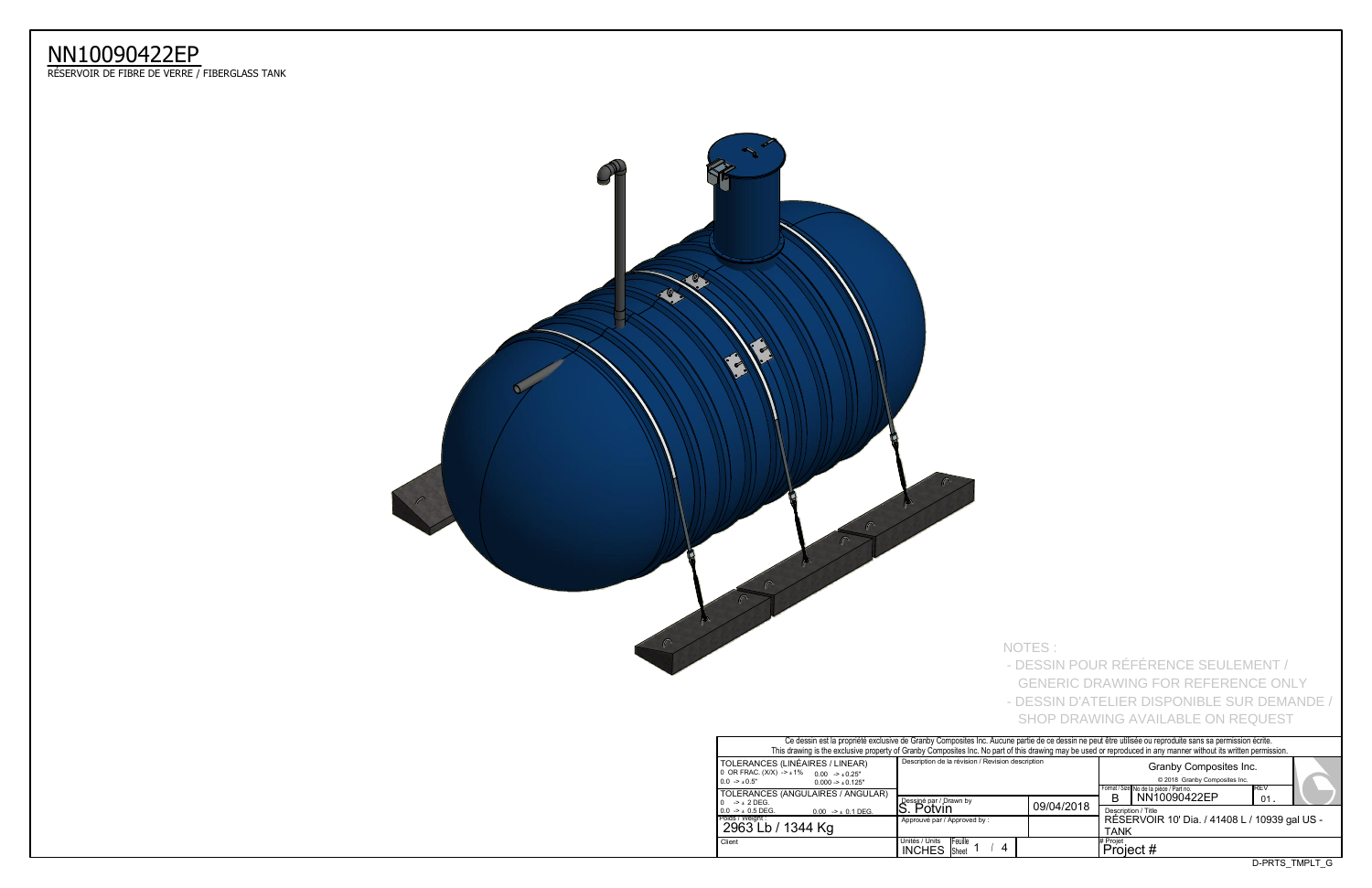# NN10090422EP

RÉSERVOIR DE FIBRE DE VERRE / FIBERGLASS TANK

NOTES :

- DESSIN POUR RÉFÉRENCE SEULEMENT / GENERIC DRAWING FOR REFERENCE ONLY
- DESSIN D'ATELIER DISPONIBLE SUR DEMANDE / SHOP DRAWING AVAILABLE ON REQUEST

Ce dessin est la propriété exclusive de Granby Composites Inc. Aucune partie de ce dessin ne peut être utilisée ou reproduite sans sa permission écrite.
This drawing is the exclusive property of Granby Composites Inc. No part of this drawing may be used or reproduced in any manner without its written permission.

| | | | |
|---|---|---|---|
| TOLERANCES (LINÉAIRES / LINEAR)<br>0 OR FRAC. (X/X) -> ± 1% 0.00 -> ± 0.25"<br>0.0 -> ± 0.5" 0.000 -> ± 0.125" | Description de la révision / Revision description | | Granby Composites Inc.<br>© 2018 Granby Composites Inc. |
| TOLERANCES (ANGULAIRES / ANGULAR)<br>0 -> ± 2 DEG.<br>0.0 -> ± 0.5 DEG. 0.00 -> ± 0.1 DEG. | Dessiné par / Drawn by<br>S. Potvin | 09/04/2018 | Format / Size: B<br>No de la pièce / Part no.: NN10090422EP<br>REV: 01. |
| Poids / Weight :<br>2963 Lb / 1344 Kg | Approuvé par / Approved by : | | Description / Title<br>RÉSERVOIR 10' Dia. / 41408 L / 10939 gal US - TANK |
| Client | Unités / Units: INCHES<br>Feuille / Sheet: 1 / 4 | | # Projet<br>Project # |

D-PRTS_TMPLT_G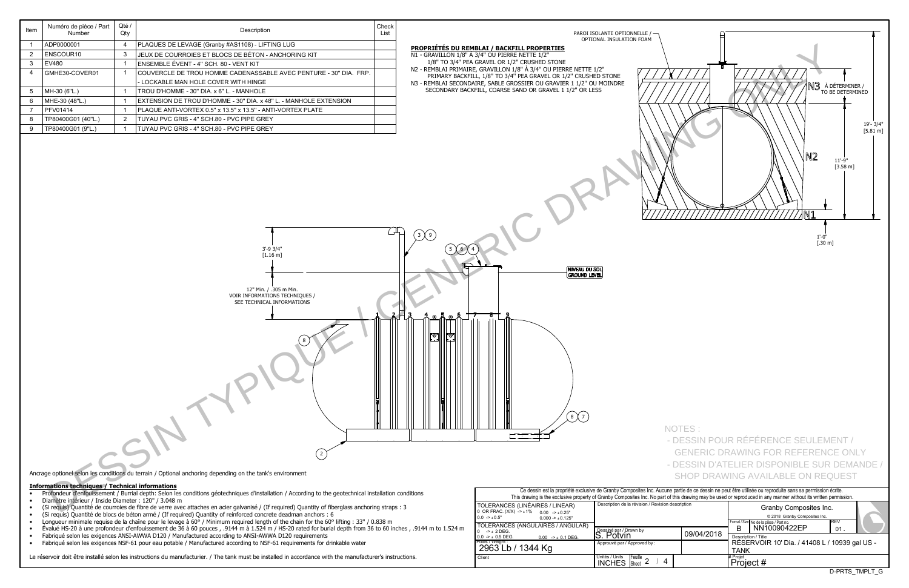| Item | Numéro de pièce / Part Number | Qté / Qty | Description | Check List |
|---|---|---|---|---|
| 1 | ADP0000001 | 4 | PLAQUES DE LEVAGE (Granby #AS1108) - LIFTING LUG | |
| 2 | ENSCOUR10 | 3 | JEUX DE COURROIES ET BLOCS DE BÉTON - ANCHORING KIT | |
| 3 | EV480 | 1 | ENSEMBLE ÉVENT - 4" SCH. 80 - VENT KIT | |
| 4 | GMHE30-COVER01 | 1 | COUVERCLE DE TROU HOMME CADENASSABLE AVEC PENTURE - 30" DIA. FRP. - LOCKABLE MAN HOLE COVER WITH HINGE | |
| 5 | MH-30 (6"L.) | 1 | TROU D'HOMME - 30" DIA. x 6" L. - MANHOLE | |
| 6 | MHE-30 (48"L.) | 1 | EXTENSION DE TROU D'HOMME - 30" DIA. x 48" L. - MANHOLE EXTENSION | |
| 7 | PFV01414 | 1 | PLAQUE ANTI-VORTEX 0.5" x 13.5" x 13.5" - ANTI-VORTEX PLATE | |
| 8 | TP80400G01 (40"L.) | 2 | TUYAU PVC GRIS - 4" SCH.80 - PVC PIPE GREY | |
| 9 | TP80400G01 (9"L.) | 1 | TUYAU PVC GRIS - 4" SCH.80 - PVC PIPE GREY | |

**PROPRIÉTÉS DU REMBLAI / BACKFILL PROPERTIES**

N1 - GRAVILLON 1/8" À 3/4" OU PIERRE NETTE 1/2"
1/8" TO 3/4" PEA GRAVEL OR 1/2" CRUSHED STONE

N2 - REMBLAI PRIMAIRE, GRAVILLON 1/8" À 3/4" OU PIERRE NETTE 1/2"
PRIMARY BACKFILL, 1/8" TO 3/4" PEA GRAVEL OR 1/2" CRUSHED STONE

N3 - REMBLAI SECONDAIRE, SABLE GROSSIER OU GRAVIER 1 1/2" OU MOINDRE
SECONDARY BACKFILL, COARSE SAND OR GRAVEL 1 1/2" OR LESS

PAROI ISOLANTE OPTIONNELLE / OPTIONAL INSULATION FOAM

N3 À DÉTERMINER / TO BE DETERMINED

19'- 3/4" [5.81 m]

11'-9" [3.58 m]

1'-0" [.30 m]

3'-9 3/4" [1.16 m]

12" Min. / .305 m Min. VOIR INFORMATIONS TECHNIQUES / SEE TECHNICAL INFORMATIONS

NIVEAU DU SOL / GROUND LEVEL

DESSIN TYPIQUE / GENERIC DRAWING ONLY

NOTES :
- DESSIN POUR RÉFÉRENCE SEULEMENT / GENERIC DRAWING FOR REFERENCE ONLY
- DESSIN D'ATELIER DISPONIBLE SUR DEMANDE / SHOP DRAWING AVAILABLE ON REQUEST

Ancrage optionel selon les conditions du terrain / Optional anchoring depending on the tank's environment

**Informations techniques / Technical informations**

- Profondeur d'enfouissement / Burrial depth: Selon les conditions géotechniques d'installation / According to the geotechnical installation conditions
- Diamètre intérieur / Inside Diameter : 120" / 3.048 m
- (Si requis) Quantité de courroies de fibre de verre avec attaches en acier galvanisé / (If required) Quantity of fiberglass anchoring straps : 3
- (Si requis) Quantité de blocs de béton armé / (If required) Quantity of reinforced concrete deadman anchors : 6
- Longueur minimale requise de la chaîne pour le levage à 60° / Minimum required length of the chain for the 60° lifting : 33" / 0.838 m
- Évalué HS-20 à une profondeur d'enfouissement de 36 à 60 pouces , .9144 m à 1.524 m / HS-20 rated for burial depth from 36 to 60 inches , .9144 m to 1.524 m
- Fabriqué selon les exigences ANSI-AWWA D120 / Manufactured according to ANSI-AWWA D120 requirements
- Fabriqué selon les exigences NSF-61 pour eau potable / Manufactured according to NSF-61 requirements for drinkable water

Le réservoir doit être installé selon les instructions du manufacturier. / The tank must be installed in accordance with the manufacturer's instructions.

Ce dessin est la propriété exclusive de Granby Composites Inc. Aucune partie de ce dessin ne peut être utilisée ou reproduite sans sa permission écrite.
This drawing is the exclusive property of Granby Composites Inc. No part of this drawing may be used or reproduced in any manner without its written permission.

| | | |
|---|---|---|
| TOLERANCES (LINÉAIRES / LINEAR): 0 OR FRAC. (X/X) -> ± 1%; 0.00 -> ± 0.25"; 0.0 -> ± 0.5"; 0.000 -> ± 0.125" | Description de la révision / Revision description | Granby Composites Inc. © 2018 Granby Composites Inc. |
| TOLERANCES (ANGULAIRES / ANGULAR): 0 -> ± 2 DEG.; 0.0 -> ± 0.5 DEG.; 0.00 -> ± 0.1 DEG. | Dessiné par / Drawn by: S. Potvin — 09/04/2018 | Format / Size: B — No de la pièce / Part no.: NN10090422EP — REV: 01 |
| Poids / Weight: 2963 Lb / 1344 Kg | Approuvé par / Approved by: | Description / Title: RÉSERVOIR 10' Dia. / 41408 L / 10939 gal US - TANK |
| Client | Unités / Units: INCHES — Feuille / Sheet: 2 / 4 | # Projet: Project # |

D-PRTS_TMPLT_G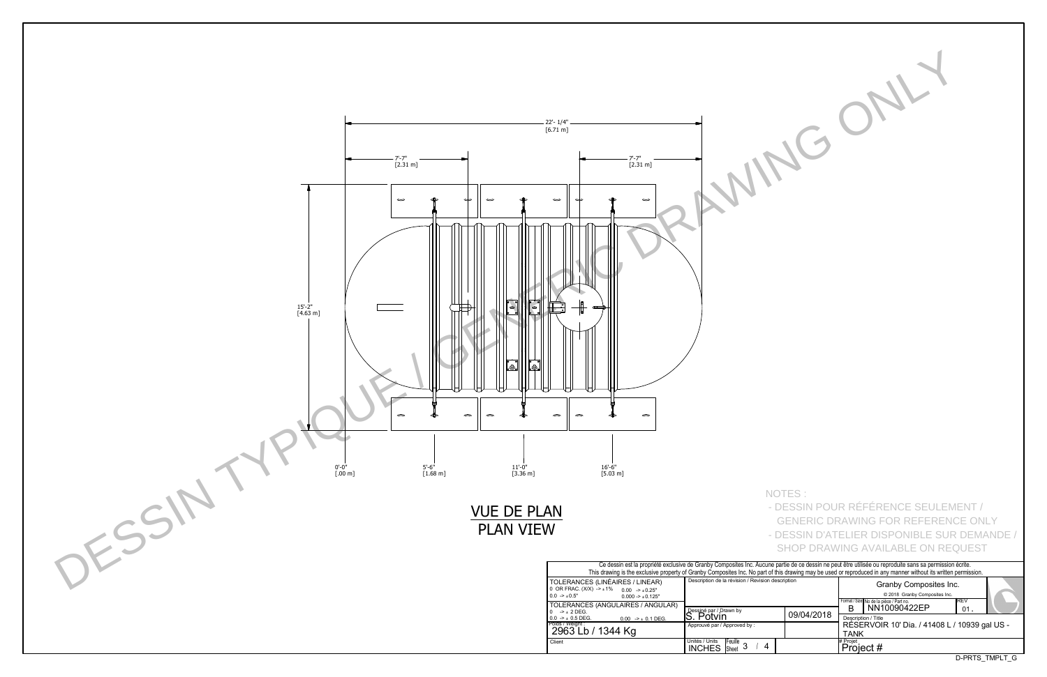DESSIN TYPIQUE / GENERIC DRAWING ONLY

22'- 1/4" [6.71 m]

7'-7" [2.31 m]

7'-7" [2.31 m]

15'-2" [4.63 m]

0'-0" [.00 m]

5'-6" [1.68 m]

11'-0" [3.36 m]

16'-6" [5.03 m]

## VUE DE PLAN
## PLAN VIEW

NOTES :

- DESSIN POUR RÉFÉRENCE SEULEMENT / GENERIC DRAWING FOR REFERENCE ONLY
- DESSIN D'ATELIER DISPONIBLE SUR DEMANDE / SHOP DRAWING AVAILABLE ON REQUEST

Ce dessin est la propriété exclusive de Granby Composites Inc. Aucune partie de ce dessin ne peut être utilisée ou reproduite sans sa permission écrite.
This drawing is the exclusive property of Granby Composites Inc. No part of this drawing may be used or reproduced in any manner without its written permission.

| TOLERANCES (LINÉAIRES / LINEAR) 0 OR FRAC. (X/X) -> ± 1% 0.00 -> ± 0.25" 0.0 -> ± 0.5" 0.000 -> ± 0.125" | Description de la révision / Revision description | | Granby Composites Inc. © 2018 Granby Composites Inc. |
|---|---|---|---|
| TOLERANCES (ANGULAIRES / ANGULAR) 0 -> ± 2 DEG. 0.0 -> ± 0.5 DEG. 0.00 -> ± 0.1 DEG. | Dessiné par / Drawn by S. Potvin | 09/04/2018 | Format / Size: B — No de la pièce / Part no.: NN10090422EP — REV: 01. |
| Poids / Weight : 2963 Lb / 1344 Kg | Approuvé par / Approved by : | | Description / Title: RÉSERVOIR 10' Dia. / 41408 L / 10939 gal US - TANK |
| Client | Unités / Units: INCHES — Feuille / Sheet: 3 / 4 | | # Projet: Project # |

D-PRTS_TMPLT_G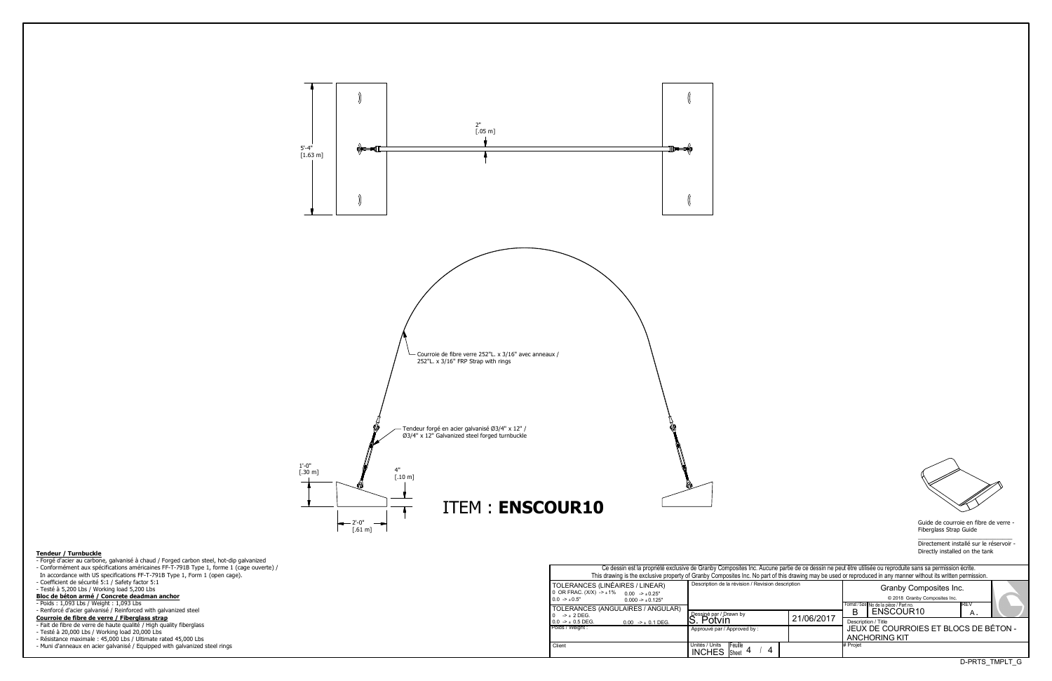5'-4"
[1.63 m]

2"
[.05 m]

- Courroie de fibre verre 252"L. x 3/16" avec anneaux / 252"L. x 3/16" FRP Strap with rings

- Tendeur forgé en acier galvanisé Ø3/4" x 12" / Ø3/4" x 12" Galvanized steel forged turnbuckle

1'-0"
[.30 m]

4"
[.10 m]

2'-0"
[.61 m]

# ITEM : **ENSCOUR10**

Guide de courroie en fibre de verre - Fiberglass Strap Guide

Directement installé sur le réservoir - Directly installed on the tank

**Tendeur / Turnbuckle**
- Forgé d'acier au carbone, galvanisé à chaud / Forged carbon steel, hot-dip galvanized
- Conformément aux spécifications américaines FF-T-791B Type 1, forme 1 (cage ouverte) / In accordance with US specifications FF-T-791B Type 1, Form 1 (open cage).
- Coefficient de sécurité 5:1 / Safety factor 5:1
- Testé à 5,200 Lbs / Working load 5,200 Lbs

**Bloc de béton armé / Concrete deadman anchor**
- Poids : 1,093 Lbs / Weight : 1,093 Lbs
- Renforcé d'acier galvanisé / Reinforced with galvanized steel

**Courroie de fibre de verre / Fiberglass strap**
- Fait de fibre de verre de haute qualité / High quality fiberglass
- Testé à 20,000 Lbs / Working load 20,000 Lbs
- Résistance maximale : 45,000 Lbs / Ultimate rated 45,000 Lbs
- Muni d'anneaux en acier galvanisé / Equipped with galvanized steel rings

Ce dessin est la propriété exclusive de Granby Composites Inc. Aucune partie de ce dessin ne peut être utilisée ou reproduite sans sa permission écrite.
This drawing is the exclusive property of Granby Composites Inc. No part of this drawing may be used or reproduced in any manner without its written permission.

| | | | |
|---|---|---|---|
| TOLERANCES (LINÉAIRES / LINEAR) 0 OR FRAC. (X/X) -> ±1% 0.0 -> ±0.5" 0.00 -> ±0.25" 0.000 -> ±0.125" | Description de la révision / Revision description | | Granby Composites Inc. © 2018 Granby Composites Inc. |
| TOLERANCES (ANGULAIRES / ANGULAR) 0 -> ± 2 DEG. 0.0 -> ± 0.5 DEG. 0.00 -> ± 0.1 DEG. | Dessiné par / Drawn by S. Potvin | 21/06/2017 | Format / Size: B — No de la pièce / Part no.: ENSCOUR10 — REV: A. |
| Poids / Weight : | Approuvé par / Approved by : | | Description / Title: JEUX DE COURROIES ET BLOCS DE BÉTON - ANCHORING KIT |
| Client | Unités / Units: INCHES — Feuille / Sheet: 4 / 4 | | # Projet |

D-PRTS_TMPLT_G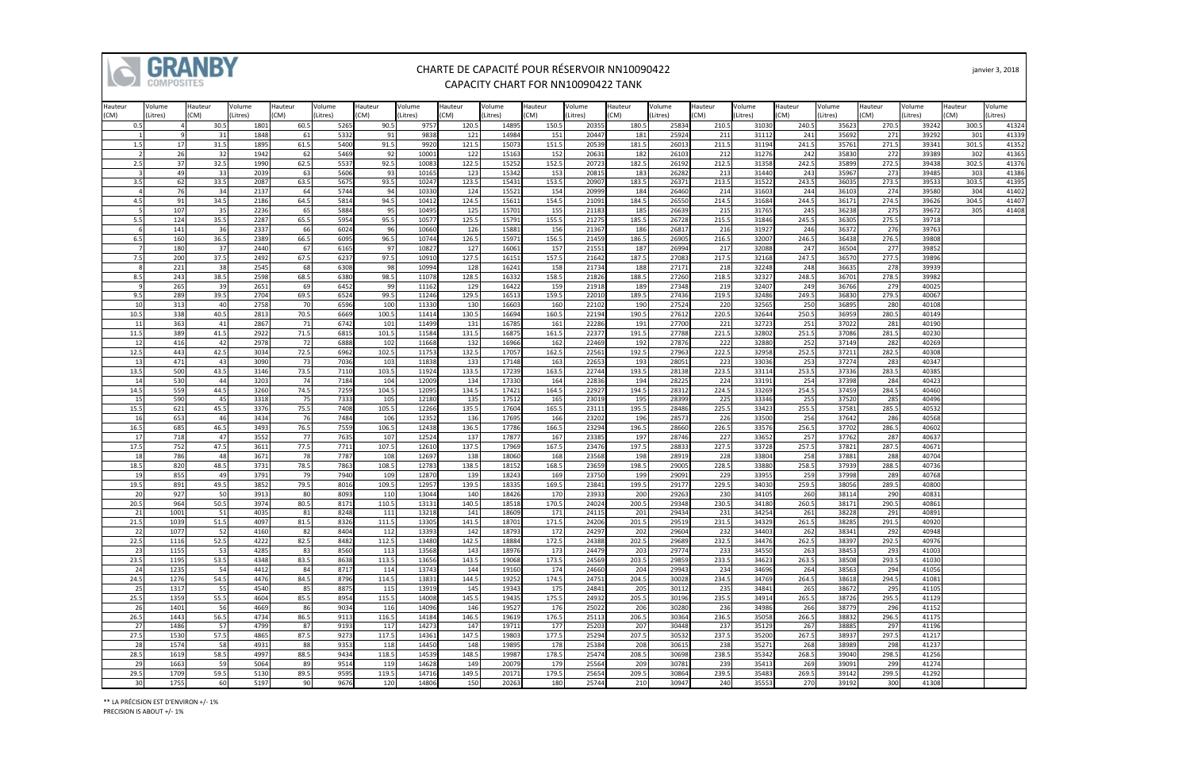GRANBY COMPOSITES

# CHARTE DE CAPACITÉ POUR RÉSERVOIR NN10090422
# CAPACITY CHART FOR NN10090422 TANK

janvier 3, 2018

| Hauteur (CM) | Volume (Litres) | Hauteur (CM) | Volume (Litres) | Hauteur (CM) | Volume (Litres) | Hauteur (CM) | Volume (Litres) | Hauteur (CM) | Volume (Litres) | Hauteur (CM) | Volume (Litres) | Hauteur (CM) | Volume (Litres) | Hauteur (CM) | Volume (Litres) | Hauteur (CM) | Volume (Litres) | Hauteur (CM) | Volume (Litres) | Hauteur (CM) | Volume (Litres) |
|---|---|---|---|---|---|---|---|---|---|---|---|---|---|---|---|---|---|---|---|---|---|
| 0.5 | 4 | 30.5 | 1801 | 60.5 | 5265 | 90.5 | 9757 | 120.5 | 14895 | 150.5 | 20355 | 180.5 | 25834 | 210.5 | 31030 | 240.5 | 35623 | 270.5 | 39242 | 300.5 | 41324 |
| 1 | 9 | 31 | 1848 | 61 | 5332 | 91 | 9838 | 121 | 14984 | 151 | 20447 | 181 | 25924 | 211 | 31112 | 241 | 35692 | 271 | 39292 | 301 | 41339 |
| 1.5 | 17 | 31.5 | 1895 | 61.5 | 5400 | 91.5 | 9920 | 121.5 | 15073 | 151.5 | 20539 | 181.5 | 26013 | 211.5 | 31194 | 241.5 | 35761 | 271.5 | 39341 | 301.5 | 41352 |
| 2 | 26 | 32 | 1942 | 62 | 5469 | 92 | 10001 | 122 | 15163 | 152 | 20631 | 182 | 26103 | 212 | 31276 | 242 | 35830 | 272 | 39389 | 302 | 41365 |
| 2.5 | 37 | 32.5 | 1990 | 62.5 | 5537 | 92.5 | 10083 | 122.5 | 15252 | 152.5 | 20723 | 182.5 | 26192 | 212.5 | 31358 | 242.5 | 35899 | 272.5 | 39438 | 302.5 | 41376 |
| 3 | 49 | 33 | 2039 | 63 | 5606 | 93 | 10165 | 123 | 15342 | 153 | 20815 | 183 | 26282 | 213 | 31440 | 243 | 35967 | 273 | 39485 | 303 | 41386 |
| 3.5 | 62 | 33.5 | 2087 | 63.5 | 5675 | 93.5 | 10247 | 123.5 | 15431 | 153.5 | 20907 | 183.5 | 26371 | 213.5 | 31522 | 243.5 | 36035 | 273.5 | 39533 | 303.5 | 41395 |
| 4 | 76 | 34 | 2137 | 64 | 5744 | 94 | 10330 | 124 | 15521 | 154 | 20999 | 184 | 26460 | 214 | 31603 | 244 | 36103 | 274 | 39580 | 304 | 41402 |
| 4.5 | 91 | 34.5 | 2186 | 64.5 | 5814 | 94.5 | 10412 | 124.5 | 15611 | 154.5 | 21091 | 184.5 | 26550 | 214.5 | 31684 | 244.5 | 36171 | 274.5 | 39626 | 304.5 | 41407 |
| 5 | 107 | 35 | 2236 | 65 | 5884 | 95 | 10495 | 125 | 15701 | 155 | 21183 | 185 | 26639 | 215 | 31765 | 245 | 36238 | 275 | 39672 | 305 | 41408 |
| 5.5 | 124 | 35.5 | 2287 | 65.5 | 5954 | 95.5 | 10577 | 125.5 | 15791 | 155.5 | 21275 | 185.5 | 26728 | 215.5 | 31846 | 245.5 | 36305 | 275.5 | 39718 | | |
| 6 | 141 | 36 | 2337 | 66 | 6024 | 96 | 10660 | 126 | 15881 | 156 | 21367 | 186 | 26817 | 216 | 31927 | 246 | 36372 | 276 | 39763 | | |
| 6.5 | 160 | 36.5 | 2389 | 66.5 | 6095 | 96.5 | 10744 | 126.5 | 15971 | 156.5 | 21459 | 186.5 | 26905 | 216.5 | 32007 | 246.5 | 36438 | 276.5 | 39808 | | |
| 7 | 180 | 37 | 2440 | 67 | 6165 | 97 | 10827 | 127 | 16061 | 157 | 21551 | 187 | 26994 | 217 | 32088 | 247 | 36504 | 277 | 39852 | | |
| 7.5 | 200 | 37.5 | 2492 | 67.5 | 6237 | 97.5 | 10910 | 127.5 | 16151 | 157.5 | 21642 | 187.5 | 27083 | 217.5 | 32168 | 247.5 | 36570 | 277.5 | 39896 | | |
| 8 | 221 | 38 | 2545 | 68 | 6308 | 98 | 10994 | 128 | 16241 | 158 | 21734 | 188 | 27171 | 218 | 32248 | 248 | 36635 | 278 | 39939 | | |
| 8.5 | 243 | 38.5 | 2598 | 68.5 | 6380 | 98.5 | 11078 | 128.5 | 16332 | 158.5 | 21826 | 188.5 | 27260 | 218.5 | 32327 | 248.5 | 36701 | 278.5 | 39982 | | |
| 9 | 265 | 39 | 2651 | 69 | 6452 | 99 | 11162 | 129 | 16422 | 159 | 21918 | 189 | 27348 | 219 | 32407 | 249 | 36766 | 279 | 40025 | | |
| 9.5 | 289 | 39.5 | 2704 | 69.5 | 6524 | 99.5 | 11246 | 129.5 | 16513 | 159.5 | 22010 | 189.5 | 27436 | 219.5 | 32486 | 249.5 | 36830 | 279.5 | 40067 | | |
| 10 | 313 | 40 | 2758 | 70 | 6596 | 100 | 11330 | 130 | 16603 | 160 | 22102 | 190 | 27524 | 220 | 32565 | 250 | 36895 | 280 | 40108 | | |
| 10.5 | 338 | 40.5 | 2813 | 70.5 | 6669 | 100.5 | 11414 | 130.5 | 16694 | 160.5 | 22194 | 190.5 | 27612 | 220.5 | 32644 | 250.5 | 36959 | 280.5 | 40149 | | |
| 11 | 363 | 41 | 2867 | 71 | 6742 | 101 | 11499 | 131 | 16785 | 161 | 22286 | 191 | 27700 | 221 | 32723 | 251 | 37022 | 281 | 40190 | | |
| 11.5 | 389 | 41.5 | 2922 | 71.5 | 6815 | 101.5 | 11584 | 131.5 | 16875 | 161.5 | 22377 | 191.5 | 27788 | 221.5 | 32802 | 251.5 | 37086 | 281.5 | 40230 | | |
| 12 | 416 | 42 | 2978 | 72 | 6888 | 102 | 11668 | 132 | 16966 | 162 | 22469 | 192 | 27876 | 222 | 32880 | 252 | 37149 | 282 | 40269 | | |
| 12.5 | 443 | 42.5 | 3034 | 72.5 | 6962 | 102.5 | 11753 | 132.5 | 17057 | 162.5 | 22561 | 192.5 | 27963 | 222.5 | 32958 | 252.5 | 37211 | 282.5 | 40308 | | |
| 13 | 471 | 43 | 3090 | 73 | 7036 | 103 | 11838 | 133 | 17148 | 163 | 22653 | 193 | 28051 | 223 | 33036 | 253 | 37274 | 283 | 40347 | | |
| 13.5 | 500 | 43.5 | 3146 | 73.5 | 7110 | 103.5 | 11924 | 133.5 | 17239 | 163.5 | 22744 | 193.5 | 28138 | 223.5 | 33114 | 253.5 | 37336 | 283.5 | 40385 | | |
| 14 | 530 | 44 | 3203 | 74 | 7184 | 104 | 12009 | 134 | 17330 | 164 | 22836 | 194 | 28225 | 224 | 33191 | 254 | 37398 | 284 | 40423 | | |
| 14.5 | 559 | 44.5 | 3260 | 74.5 | 7259 | 104.5 | 12095 | 134.5 | 17421 | 164.5 | 22927 | 194.5 | 28312 | 224.5 | 33269 | 254.5 | 37459 | 284.5 | 40460 | | |
| 15 | 590 | 45 | 3318 | 75 | 7333 | 105 | 12180 | 135 | 17512 | 165 | 23019 | 195 | 28399 | 225 | 33346 | 255 | 37520 | 285 | 40496 | | |
| 15.5 | 621 | 45.5 | 3376 | 75.5 | 7408 | 105.5 | 12266 | 135.5 | 17604 | 165.5 | 23111 | 195.5 | 28486 | 225.5 | 33423 | 255.5 | 37581 | 285.5 | 40532 | | |
| 16 | 653 | 46 | 3434 | 76 | 7484 | 106 | 12352 | 136 | 17695 | 166 | 23202 | 196 | 28573 | 226 | 33500 | 256 | 37642 | 286 | 40568 | | |
| 16.5 | 685 | 46.5 | 3493 | 76.5 | 7559 | 106.5 | 12438 | 136.5 | 17786 | 166.5 | 23294 | 196.5 | 28660 | 226.5 | 33576 | 256.5 | 37702 | 286.5 | 40602 | | |
| 17 | 718 | 47 | 3552 | 77 | 7635 | 107 | 12524 | 137 | 17877 | 167 | 23385 | 197 | 28746 | 227 | 33652 | 257 | 37762 | 287 | 40637 | | |
| 17.5 | 752 | 47.5 | 3611 | 77.5 | 7711 | 107.5 | 12610 | 137.5 | 17969 | 167.5 | 23476 | 197.5 | 28833 | 227.5 | 33728 | 257.5 | 37821 | 287.5 | 40671 | | |
| 18 | 786 | 48 | 3671 | 78 | 7787 | 108 | 12697 | 138 | 18060 | 168 | 23568 | 198 | 28919 | 228 | 33804 | 258 | 37881 | 288 | 40704 | | |
| 18.5 | 820 | 48.5 | 3731 | 78.5 | 7863 | 108.5 | 12783 | 138.5 | 18152 | 168.5 | 23659 | 198.5 | 29005 | 228.5 | 33880 | 258.5 | 37939 | 288.5 | 40736 | | |
| 19 | 855 | 49 | 3791 | 79 | 7940 | 109 | 12870 | 139 | 18243 | 169 | 23750 | 199 | 29091 | 229 | 33955 | 259 | 37998 | 289 | 40768 | | |
| 19.5 | 891 | 49.5 | 3852 | 79.5 | 8016 | 109.5 | 12957 | 139.5 | 18335 | 169.5 | 23841 | 199.5 | 29177 | 229.5 | 34030 | 259.5 | 38056 | 289.5 | 40800 | | |
| 20 | 927 | 50 | 3913 | 80 | 8093 | 110 | 13044 | 140 | 18426 | 170 | 23933 | 200 | 29263 | 230 | 34105 | 260 | 38114 | 290 | 40831 | | |
| 20.5 | 964 | 50.5 | 3974 | 80.5 | 8171 | 110.5 | 13131 | 140.5 | 18518 | 170.5 | 24024 | 200.5 | 29348 | 230.5 | 34180 | 260.5 | 38171 | 290.5 | 40861 | | |
| 21 | 1001 | 51 | 4035 | 81 | 8248 | 111 | 13218 | 141 | 18609 | 171 | 24115 | 201 | 29434 | 231 | 34254 | 261 | 38228 | 291 | 40891 | | |
| 21.5 | 1039 | 51.5 | 4097 | 81.5 | 8326 | 111.5 | 13305 | 141.5 | 18701 | 171.5 | 24206 | 201.5 | 29519 | 231.5 | 34329 | 261.5 | 38285 | 291.5 | 40920 | | |
| 22 | 1077 | 52 | 4160 | 82 | 8404 | 112 | 13393 | 142 | 18793 | 172 | 24297 | 202 | 29604 | 232 | 34403 | 262 | 38341 | 292 | 40948 | | |
| 22.5 | 1116 | 52.5 | 4222 | 82.5 | 8482 | 112.5 | 13480 | 142.5 | 18884 | 172.5 | 24388 | 202.5 | 29689 | 232.5 | 34476 | 262.5 | 38397 | 292.5 | 40976 | | |
| 23 | 1155 | 53 | 4285 | 83 | 8560 | 113 | 13568 | 143 | 18976 | 173 | 24479 | 203 | 29774 | 233 | 34550 | 263 | 38453 | 293 | 41003 | | |
| 23.5 | 1195 | 53.5 | 4348 | 83.5 | 8638 | 113.5 | 13656 | 143.5 | 19068 | 173.5 | 24569 | 203.5 | 29859 | 233.5 | 34623 | 263.5 | 38508 | 293.5 | 41030 | | |
| 24 | 1235 | 54 | 4412 | 84 | 8717 | 114 | 13743 | 144 | 19160 | 174 | 24660 | 204 | 29943 | 234 | 34696 | 264 | 38563 | 294 | 41056 | | |
| 24.5 | 1276 | 54.5 | 4476 | 84.5 | 8796 | 114.5 | 13831 | 144.5 | 19252 | 174.5 | 24751 | 204.5 | 30028 | 234.5 | 34769 | 264.5 | 38618 | 294.5 | 41081 | | |
| 25 | 1317 | 55 | 4540 | 85 | 8875 | 115 | 13919 | 145 | 19343 | 175 | 24841 | 205 | 30112 | 235 | 34841 | 265 | 38672 | 295 | 41105 | | |
| 25.5 | 1359 | 55.5 | 4604 | 85.5 | 8954 | 115.5 | 14008 | 145.5 | 19435 | 175.5 | 24932 | 205.5 | 30196 | 235.5 | 34914 | 265.5 | 38726 | 295.5 | 41129 | | |
| 26 | 1401 | 56 | 4669 | 86 | 9034 | 116 | 14096 | 146 | 19527 | 176 | 25022 | 206 | 30280 | 236 | 34986 | 266 | 38779 | 296 | 41152 | | |
| 26.5 | 1443 | 56.5 | 4734 | 86.5 | 9113 | 116.5 | 14184 | 146.5 | 19619 | 176.5 | 25113 | 206.5 | 30364 | 236.5 | 35058 | 266.5 | 38832 | 296.5 | 41175 | | |
| 27 | 1486 | 57 | 4799 | 87 | 9193 | 117 | 14273 | 147 | 19711 | 177 | 25203 | 207 | 30448 | 237 | 35129 | 267 | 38885 | 297 | 41196 | | |
| 27.5 | 1530 | 57.5 | 4865 | 87.5 | 9273 | 117.5 | 14361 | 147.5 | 19803 | 177.5 | 25294 | 207.5 | 30532 | 237.5 | 35200 | 267.5 | 38937 | 297.5 | 41217 | | |
| 28 | 1574 | 58 | 4931 | 88 | 9353 | 118 | 14450 | 148 | 19895 | 178 | 25384 | 208 | 30615 | 238 | 35271 | 268 | 38989 | 298 | 41237 | | |
| 28.5 | 1619 | 58.5 | 4997 | 88.5 | 9434 | 118.5 | 14539 | 148.5 | 19987 | 178.5 | 25474 | 208.5 | 30698 | 238.5 | 35342 | 268.5 | 39040 | 298.5 | 41256 | | |
| 29 | 1663 | 59 | 5064 | 89 | 9514 | 119 | 14628 | 149 | 20079 | 179 | 25564 | 209 | 30781 | 239 | 35413 | 269 | 39091 | 299 | 41274 | | |
| 29.5 | 1709 | 59.5 | 5130 | 89.5 | 9595 | 119.5 | 14716 | 149.5 | 20171 | 179.5 | 25654 | 209.5 | 30864 | 239.5 | 35483 | 269.5 | 39142 | 299.5 | 41292 | | |
| 30 | 1755 | 60 | 5197 | 90 | 9676 | 120 | 14806 | 150 | 20263 | 180 | 25744 | 210 | 30947 | 240 | 35553 | 270 | 39192 | 300 | 41308 | | |

** LA PRÉCISION EST D'ENVIRON +/- 1%
PRECISION IS ABOUT +/- 1%